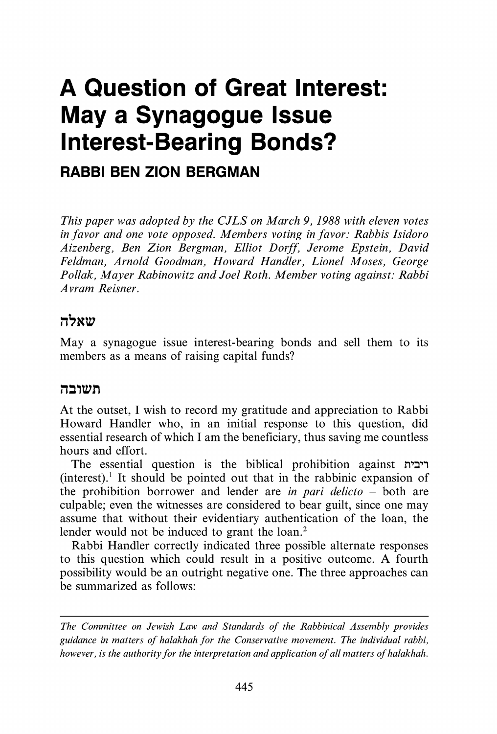# A Question of Great Interest: May a Synagogue Issue Interest-Bearing Bonds?

**RABBI BEN ZION BERGMAN**

*This paper was adopted by the CJLS on March 9, 1988 with eleven votes in favor and one vote opposed. Members voting in favor: Rabbis Isidoro Aizenberg, Ben Zion Bergman, Elliot Dorff, Jerome Epstein, David Feldman, Arnold Goodman, Howard Handler, Lionel Moses, George Pollak, Mayer Rabinowitz and Joel Roth. Member voting against: Rabbi Avram Reisner.*

## שאלה

May a synagogue issue interest-bearing bonds and sell them to its members as a means of raising capital funds?

## תשובה

At the outset, I wish to record my gratitude and appreciation to Rabbi Howard Handler who, in an initial response to this question, did essential research of which I am the beneficiary, thus saving me countless hours and effort.

The essential question is the biblical prohibition against ריבית (interest).[1] It should be pointed out that in the rabbinic expansion of the prohibition borrower and lender are *in pari delicto* – both are culpable; even the witnesses are considered to bear guilt, since one may assume that without their evidentiary authentication of the loan, the lender would not be induced to grant the loan.[2]

Rabbi Handler correctly indicated three possible alternate responses to this question which could result in a positive outcome. A fourth possibility would be an outright negative one. The three approaches can be summarized as follows:

---

*The Committee on Jewish Law and Standards of the Rabbinical Assembly provides guidance in matters of halakhah for the Conservative movement. The individual rabbi, however, is the authority for the interpretation and application of all matters of halakhah.*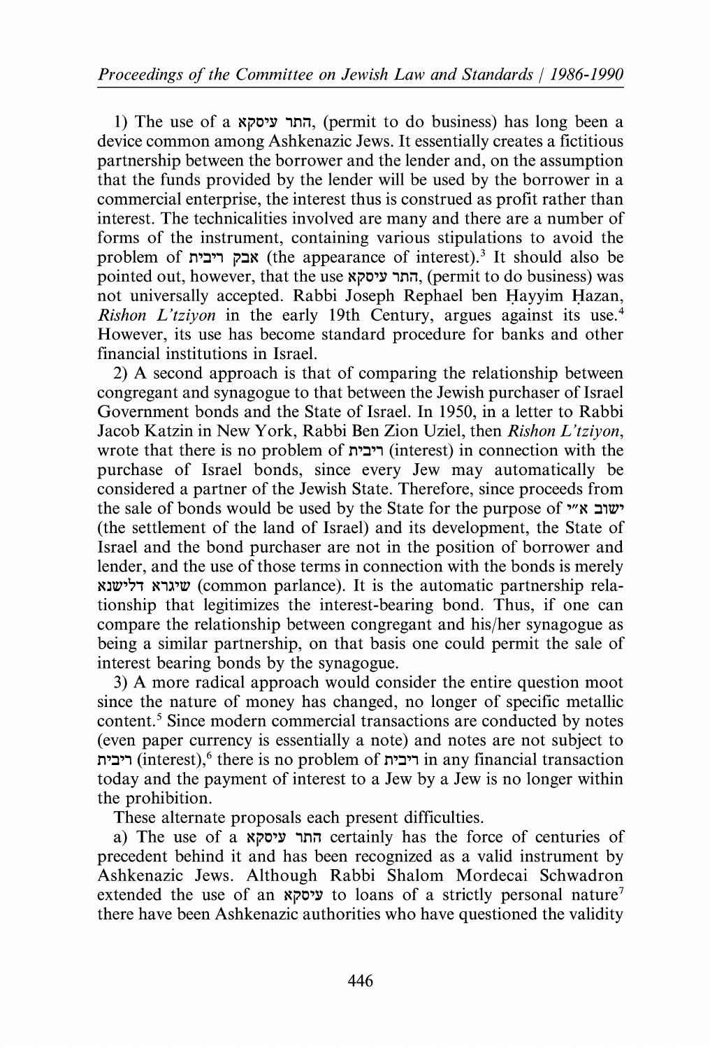1) The use of a התר עיסקא, (permit to do business) has long been a device common among Ashkenazic Jews. It essentially creates a fictitious partnership between the borrower and the lender and, on the assumption that the funds provided by the lender will be used by the borrower in a commercial enterprise, the interest thus is construed as profit rather than interest. The technicalities involved are many and there are a number of forms of the instrument, containing various stipulations to avoid the problem of אבק ריבית (the appearance of interest).[3] It should also be pointed out, however, that the use התר עיסקא, (permit to do business) was not universally accepted. Rabbi Joseph Rephael ben Ḥayyim Ḥazan, *Rishon L'tziyon* in the early 19th Century, argues against its use.[4] However, its use has become standard procedure for banks and other financial institutions in Israel.

2) A second approach is that of comparing the relationship between congregant and synagogue to that between the Jewish purchaser of Israel Government bonds and the State of Israel. In 1950, in a letter to Rabbi Jacob Katzin in New York, Rabbi Ben Zion Uziel, then *Rishon L'tziyon*, wrote that there is no problem of ריבית (interest) in connection with the purchase of Israel bonds, since every Jew may automatically be considered a partner of the Jewish State. Therefore, since proceeds from the sale of bonds would be used by the State for the purpose of ישוב א"י (the settlement of the land of Israel) and its development, the State of Israel and the bond purchaser are not in the position of borrower and lender, and the use of those terms in connection with the bonds is merely שיגרא דלישנא (common parlance). It is the automatic partnership relationship that legitimizes the interest-bearing bond. Thus, if one can compare the relationship between congregant and his/her synagogue as being a similar partnership, on that basis one could permit the sale of interest bearing bonds by the synagogue.

3) A more radical approach would consider the entire question moot since the nature of money has changed, no longer of specific metallic content.[5] Since modern commercial transactions are conducted by notes (even paper currency is essentially a note) and notes are not subject to ריבית (interest),[6] there is no problem of ריבית in any financial transaction today and the payment of interest to a Jew by a Jew is no longer within the prohibition.

These alternate proposals each present difficulties.

a) The use of a התר עיסקא certainly has the force of centuries of precedent behind it and has been recognized as a valid instrument by Ashkenazic Jews. Although Rabbi Shalom Mordecai Schwadron extended the use of an עיסקא to loans of a strictly personal nature[7] there have been Ashkenazic authorities who have questioned the validity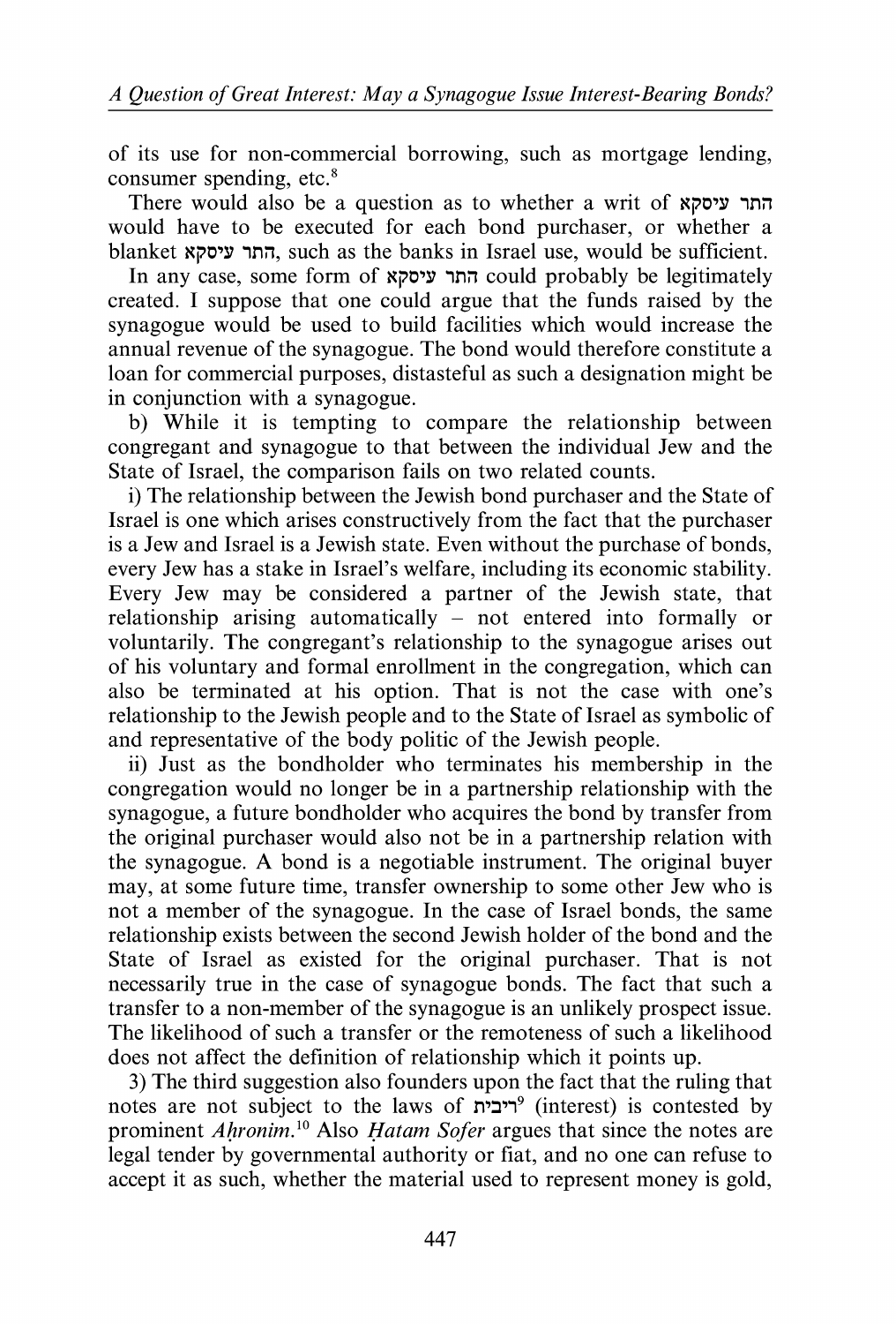of its use for non-commercial borrowing, such as mortgage lending, consumer spending, etc.[8]

There would also be a question as to whether a writ of התר עיסקא would have to be executed for each bond purchaser, or whether a blanket התר עיסקא, such as the banks in Israel use, would be sufficient.

In any case, some form of התר עיסקא could probably be legitimately created. I suppose that one could argue that the funds raised by the synagogue would be used to build facilities which would increase the annual revenue of the synagogue. The bond would therefore constitute a loan for commercial purposes, distasteful as such a designation might be in conjunction with a synagogue.

b) While it is tempting to compare the relationship between congregant and synagogue to that between the individual Jew and the State of Israel, the comparison fails on two related counts.

i) The relationship between the Jewish bond purchaser and the State of Israel is one which arises constructively from the fact that the purchaser is a Jew and Israel is a Jewish state. Even without the purchase of bonds, every Jew has a stake in Israel's welfare, including its economic stability. Every Jew may be considered a partner of the Jewish state, that relationship arising automatically – not entered into formally or voluntarily. The congregant's relationship to the synagogue arises out of his voluntary and formal enrollment in the congregation, which can also be terminated at his option. That is not the case with one's relationship to the Jewish people and to the State of Israel as symbolic of and representative of the body politic of the Jewish people.

ii) Just as the bondholder who terminates his membership in the congregation would no longer be in a partnership relationship with the synagogue, a future bondholder who acquires the bond by transfer from the original purchaser would also not be in a partnership relation with the synagogue. A bond is a negotiable instrument. The original buyer may, at some future time, transfer ownership to some other Jew who is not a member of the synagogue. In the case of Israel bonds, the same relationship exists between the second Jewish holder of the bond and the State of Israel as existed for the original purchaser. That is not necessarily true in the case of synagogue bonds. The fact that such a transfer to a non-member of the synagogue is an unlikely prospect issue. The likelihood of such a transfer or the remoteness of such a likelihood does not affect the definition of relationship which it points up.

3) The third suggestion also founders upon the fact that the ruling that notes are not subject to the laws of ריבית[9] (interest) is contested by prominent *Aḥronim*.[10] Also *Ḥatam Sofer* argues that since the notes are legal tender by governmental authority or fiat, and no one can refuse to accept it as such, whether the material used to represent money is gold,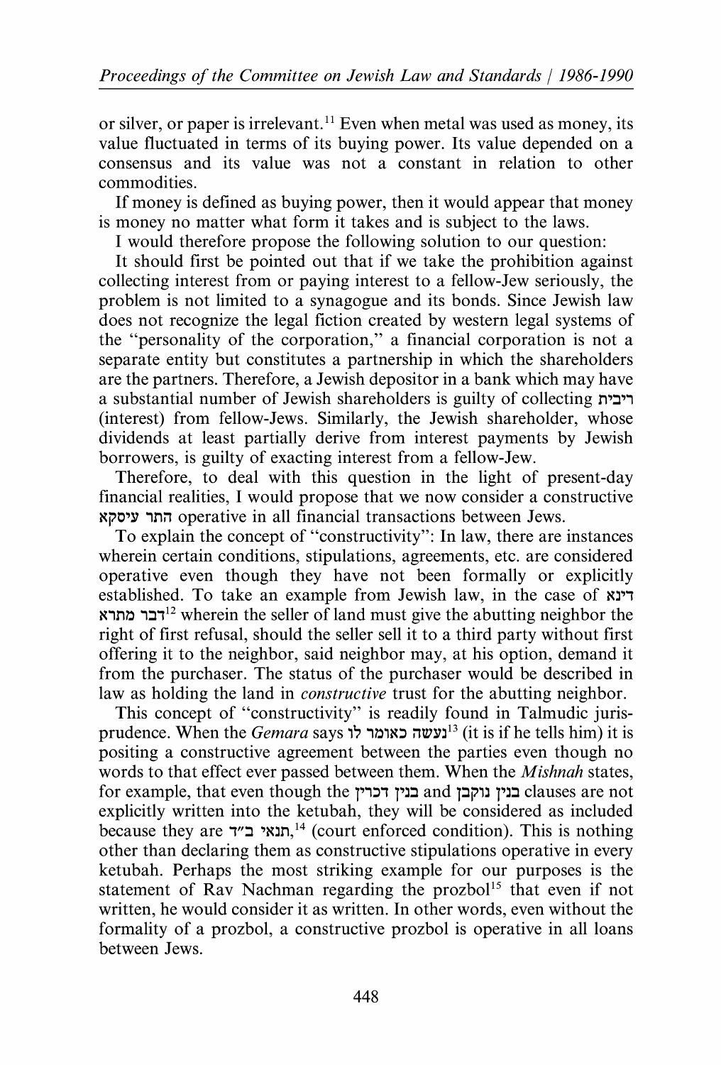or silver, or paper is irrelevant.[11] Even when metal was used as money, its value fluctuated in terms of its buying power. Its value depended on a consensus and its value was not a constant in relation to other commodities.

If money is defined as buying power, then it would appear that money is money no matter what form it takes and is subject to the laws.

I would therefore propose the following solution to our question:

It should first be pointed out that if we take the prohibition against collecting interest from or paying interest to a fellow-Jew seriously, the problem is not limited to a synagogue and its bonds. Since Jewish law does not recognize the legal fiction created by western legal systems of the "personality of the corporation," a financial corporation is not a separate entity but constitutes a partnership in which the shareholders are the partners. Therefore, a Jewish depositor in a bank which may have a substantial number of Jewish shareholders is guilty of collecting ריבית (interest) from fellow-Jews. Similarly, the Jewish shareholder, whose dividends at least partially derive from interest payments by Jewish borrowers, is guilty of exacting interest from a fellow-Jew.

Therefore, to deal with this question in the light of present-day financial realities, I would propose that we now consider a constructive התר עיסקא operative in all financial transactions between Jews.

To explain the concept of "constructivity": In law, there are instances wherein certain conditions, stipulations, agreements, etc. are considered operative even though they have not been formally or explicitly established. To take an example from Jewish law, in the case of דינא דבר מתרא[12] wherein the seller of land must give the abutting neighbor the right of first refusal, should the seller sell it to a third party without first offering it to the neighbor, said neighbor may, at his option, demand it from the purchaser. The status of the purchaser would be described in law as holding the land in *constructive* trust for the abutting neighbor.

This concept of "constructivity" is readily found in Talmudic jurisprudence. When the *Gemara* says נעשה כאומר לו[13] (it is if he tells him) it is positing a constructive agreement between the parties even though no words to that effect ever passed between them. When the *Mishnah* states, for example, that even though the בנין דכרין and בנין נוקבן clauses are not explicitly written into the ketubah, they will be considered as included because they are תנאי ב"ד,[14] (court enforced condition). This is nothing other than declaring them as constructive stipulations operative in every ketubah. Perhaps the most striking example for our purposes is the statement of Rav Nachman regarding the prozbol[15] that even if not written, he would consider it as written. In other words, even without the formality of a prozbol, a constructive prozbol is operative in all loans between Jews.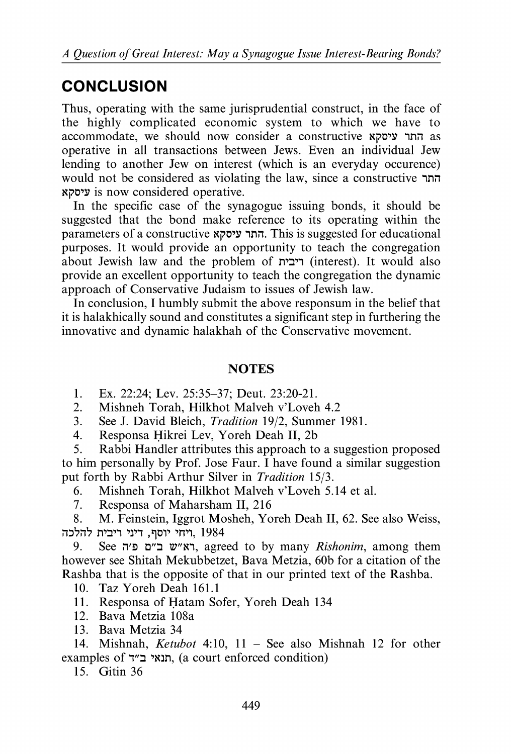## CONCLUSION

Thus, operating with the same jurisprudential construct, in the face of the highly complicated economic system to which we have to accommodate, we should now consider a constructive התר עיסקא as operative in all transactions between Jews. Even an individual Jew lending to another Jew on interest (which is an everyday occurence) would not be considered as violating the law, since a constructive התר עיסקא is now considered operative.

In the specific case of the synagogue issuing bonds, it should be suggested that the bond make reference to its operating within the parameters of a constructive התר עיסקא. This is suggested for educational purposes. It would provide an opportunity to teach the congregation about Jewish law and the problem of ריבית (interest). It would also provide an excellent opportunity to teach the congregation the dynamic approach of Conservative Judaism to issues of Jewish law.

In conclusion, I humbly submit the above responsum in the belief that it is halakhically sound and constitutes a significant step in furthering the innovative and dynamic halakhah of the Conservative movement.

### NOTES

1. Ex. 22:24; Lev. 25:35–37; Deut. 23:20-21.
2. Mishneh Torah, Hilkhot Malveh v'Loveh 4.2
3. See J. David Bleich, *Tradition* 19/2, Summer 1981.
4. Responsa Ḥikrei Lev, Yoreh Deah II, 2b
5. Rabbi Handler attributes this approach to a suggestion proposed to him personally by Prof. Jose Faur. I have found a similar suggestion put forth by Rabbi Arthur Silver in *Tradition* 15/3.
6. Mishneh Torah, Hilkhot Malveh v'Loveh 5.14 et al.
7. Responsa of Maharsham II, 216
8. M. Feinstein, Iggrot Mosheh, Yoreh Deah II, 62. See also Weiss, ויחי יוסף, דיני ריבית להלכה, 1984
9. See רא״ש ב״ם פ׳ה, agreed to by many *Rishonim*, among them however see Shitah Mekubbetzet, Bava Metzia, 60b for a citation of the Rashba that is the opposite of that in our printed text of the Rashba.
10. Taz Yoreh Deah 161.1
11. Responsa of Ḥatam Sofer, Yoreh Deah 134
12. Bava Metzia 108a
13. Bava Metzia 34
14. Mishnah, *Ketubot* 4:10, 11 – See also Mishnah 12 for other examples of תנאי ב״ד, (a court enforced condition)
15. Gitin 36